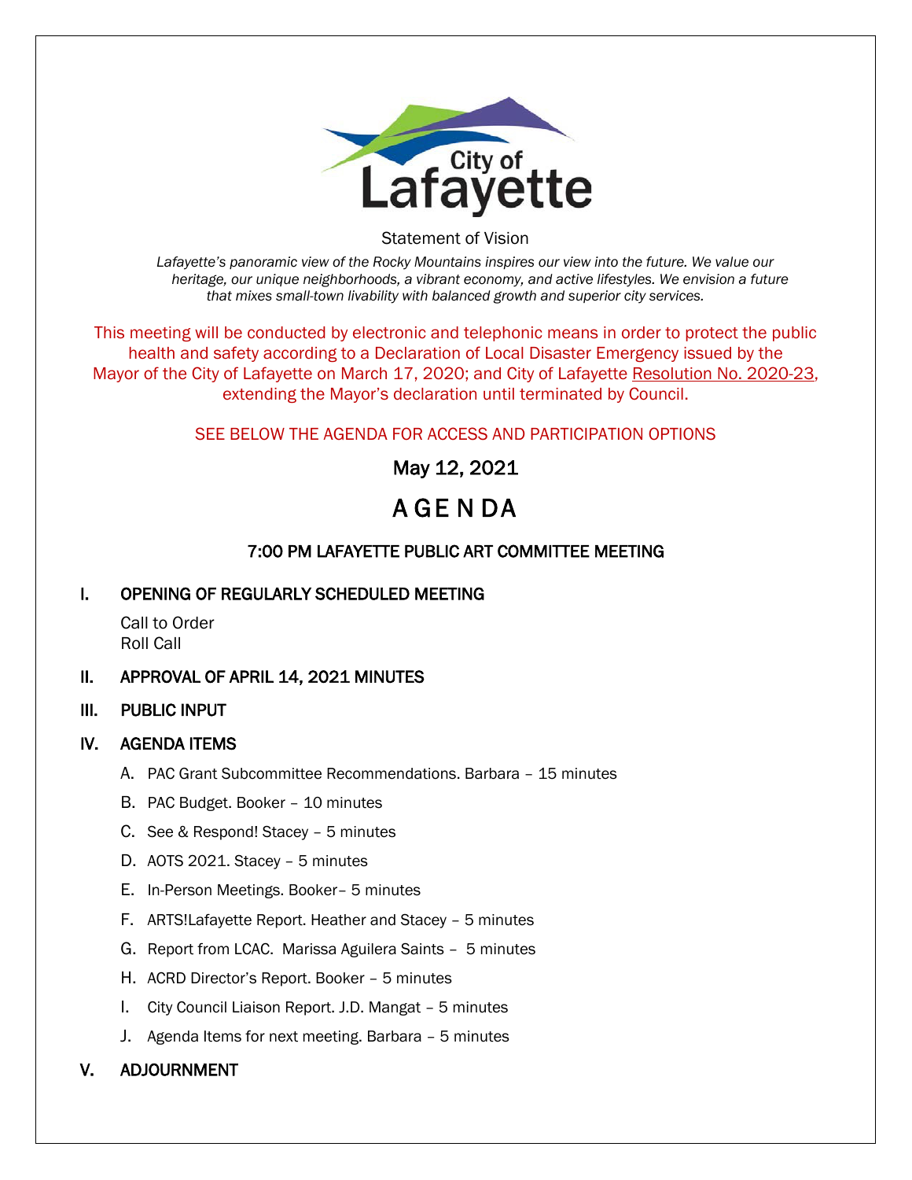City of Lafayette

Statement of Vision

*Lafayette's panoramic view of the Rocky Mountains inspires our view into the future. We value our heritage, our unique neighborhoods, a vibrant economy, and active lifestyles. We envision a future that mixes small-town livability with balanced growth and superior city services.*

This meeting will be conducted by electronic and telephonic means in order to protect the public health and safety according to a Declaration of Local Disaster Emergency issued by the Mayor of the City of Lafayette on March 17, 2020; and City of Lafayette Resolution No. 2020-23, extending the Mayor's declaration until terminated by Council.

SEE BELOW THE AGENDA FOR ACCESS AND PARTICIPATION OPTIONS

May 12, 2021

# AGENDA

## 7:00 PM LAFAYETTE PUBLIC ART COMMITTEE MEETING

## I. OPENING OF REGULARLY SCHEDULED MEETING

Call to Order
Roll Call

## II. APPROVAL OF APRIL 14, 2021 MINUTES

## III. PUBLIC INPUT

## IV. AGENDA ITEMS

A. PAC Grant Subcommittee Recommendations. Barbara – 15 minutes

B. PAC Budget. Booker – 10 minutes

C. See & Respond! Stacey – 5 minutes

D. AOTS 2021. Stacey – 5 minutes

E. In-Person Meetings. Booker– 5 minutes

F. ARTS!Lafayette Report. Heather and Stacey – 5 minutes

G. Report from LCAC. Marissa Aguilera Saints – 5 minutes

H. ACRD Director's Report. Booker – 5 minutes

I. City Council Liaison Report. J.D. Mangat – 5 minutes

J. Agenda Items for next meeting. Barbara – 5 minutes

## V. ADJOURNMENT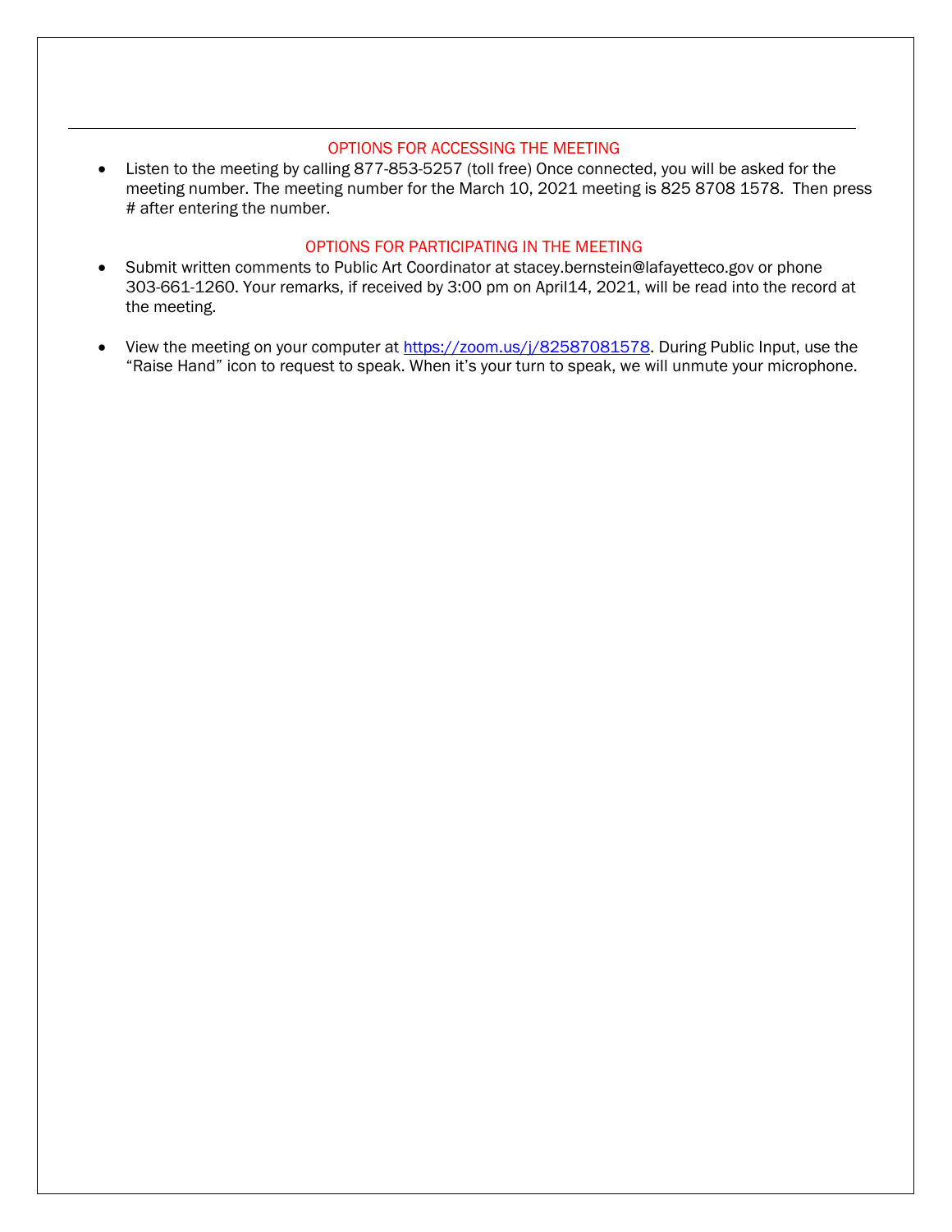## OPTIONS FOR ACCESSING THE MEETING

- Listen to the meeting by calling 877-853-5257 (toll free) Once connected, you will be asked for the meeting number. The meeting number for the March 10, 2021 meeting is 825 8708 1578. Then press # after entering the number.

## OPTIONS FOR PARTICIPATING IN THE MEETING

- Submit written comments to Public Art Coordinator at stacey.bernstein@lafayetteco.gov or phone 303-661-1260. Your remarks, if received by 3:00 pm on April14, 2021, will be read into the record at the meeting.

- View the meeting on your computer at [https://zoom.us/j/82587081578](https://zoom.us/j/82587081578). During Public Input, use the "Raise Hand" icon to request to speak. When it's your turn to speak, we will unmute your microphone.